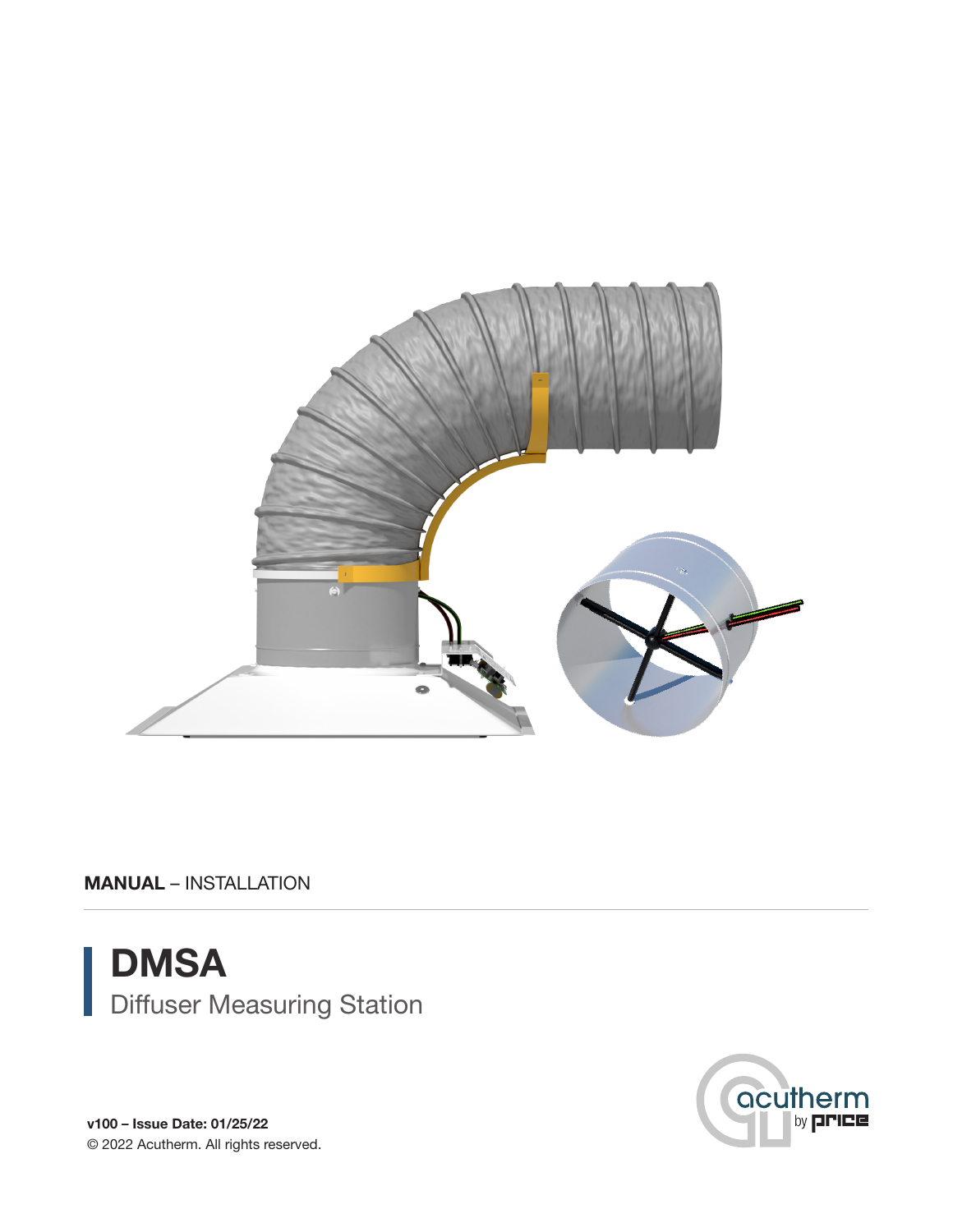**MANUAL** – INSTALLATION

# DMSA

## Diffuser Measuring Station

**v100 – Issue Date: 01/25/22**

© 2022 Acutherm. All rights reserved.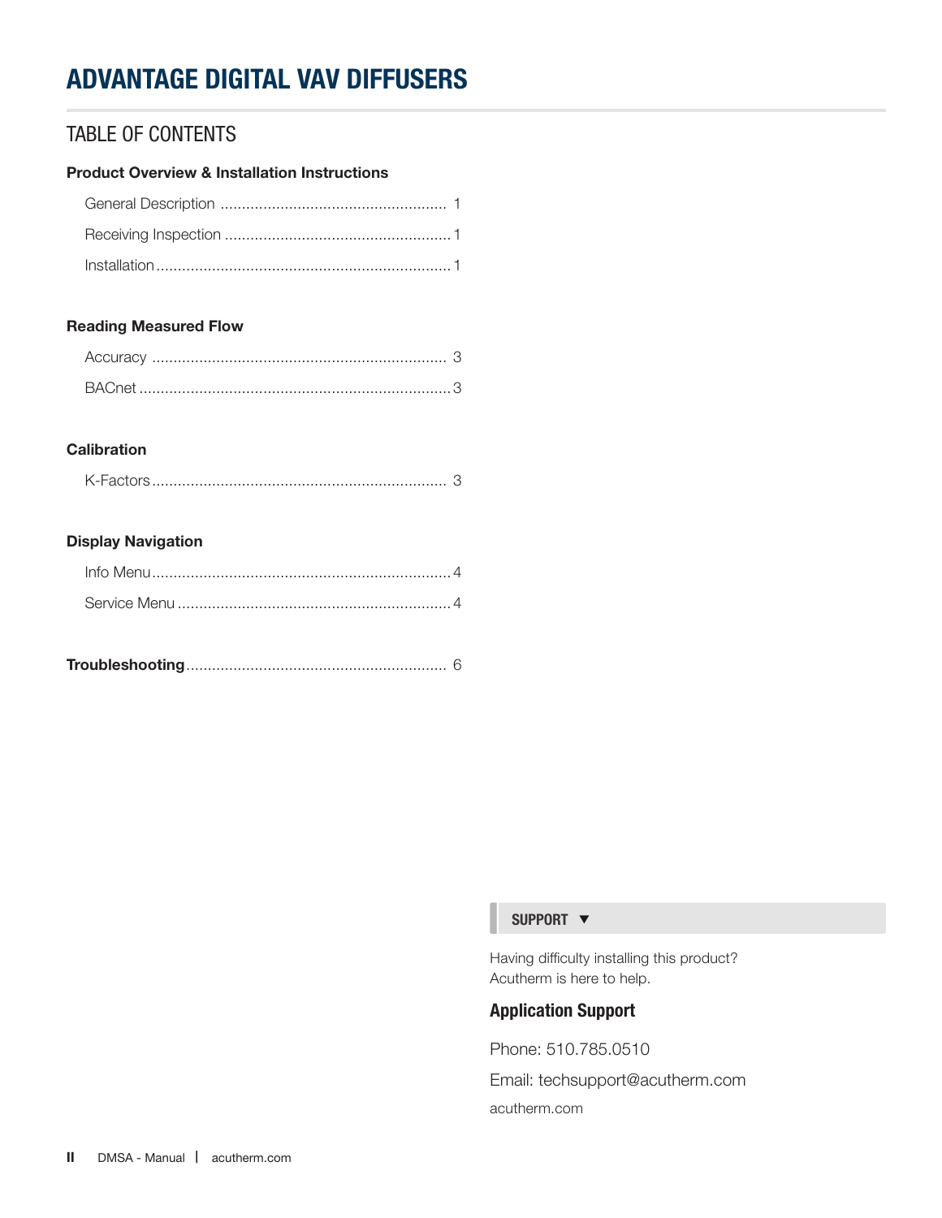# ADVANTAGE DIGITAL VAV DIFFUSERS

## TABLE OF CONTENTS

**Product Overview & Installation Instructions**

- General Description ..................................................... 1
- Receiving Inspection ..................................................... 1
- Installation ..................................................... 1

**Reading Measured Flow**

- Accuracy ..................................................... 3
- BACnet ..................................................... 3

**Calibration**

- K-Factors ..................................................... 3

**Display Navigation**

- Info Menu ..................................................... 4
- Service Menu ..................................................... 4

**Troubleshooting** ..................................................... 6

**SUPPORT ▼**

Having difficulty installing this product?
Acutherm is here to help.

**Application Support**

Phone: 510.785.0510

Email: techsupport@acutherm.com

acutherm.com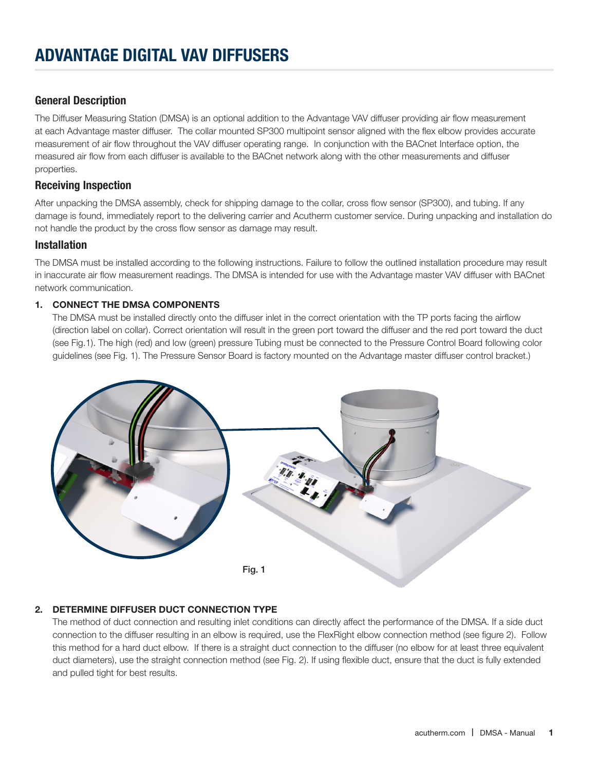# ADVANTAGE DIGITAL VAV DIFFUSERS

## General Description

The Diffuser Measuring Station (DMSA) is an optional addition to the Advantage VAV diffuser providing air flow measurement at each Advantage master diffuser. The collar mounted SP300 multipoint sensor aligned with the flex elbow provides accurate measurement of air flow throughout the VAV diffuser operating range. In conjunction with the BACnet Interface option, the measured air flow from each diffuser is available to the BACnet network along with the other measurements and diffuser properties.

## Receiving Inspection

After unpacking the DMSA assembly, check for shipping damage to the collar, cross flow sensor (SP300), and tubing. If any damage is found, immediately report to the delivering carrier and Acutherm customer service. During unpacking and installation do not handle the product by the cross flow sensor as damage may result.

## Installation

The DMSA must be installed according to the following instructions. Failure to follow the outlined installation procedure may result in inaccurate air flow measurement readings. The DMSA is intended for use with the Advantage master VAV diffuser with BACnet network communication.

**1. CONNECT THE DMSA COMPONENTS**

The DMSA must be installed directly onto the diffuser inlet in the correct orientation with the TP ports facing the airflow (direction label on collar). Correct orientation will result in the green port toward the diffuser and the red port toward the duct (see Fig.1). The high (red) and low (green) pressure Tubing must be connected to the Pressure Control Board following color guidelines (see Fig. 1). The Pressure Sensor Board is factory mounted on the Advantage master diffuser control bracket.)

Fig. 1

**2. DETERMINE DIFFUSER DUCT CONNECTION TYPE**

The method of duct connection and resulting inlet conditions can directly affect the performance of the DMSA. If a side duct connection to the diffuser resulting in an elbow is required, use the FlexRight elbow connection method (see figure 2). Follow this method for a hard duct elbow. If there is a straight duct connection to the diffuser (no elbow for at least three equivalent duct diameters), use the straight connection method (see Fig. 2). If using flexible duct, ensure that the duct is fully extended and pulled tight for best results.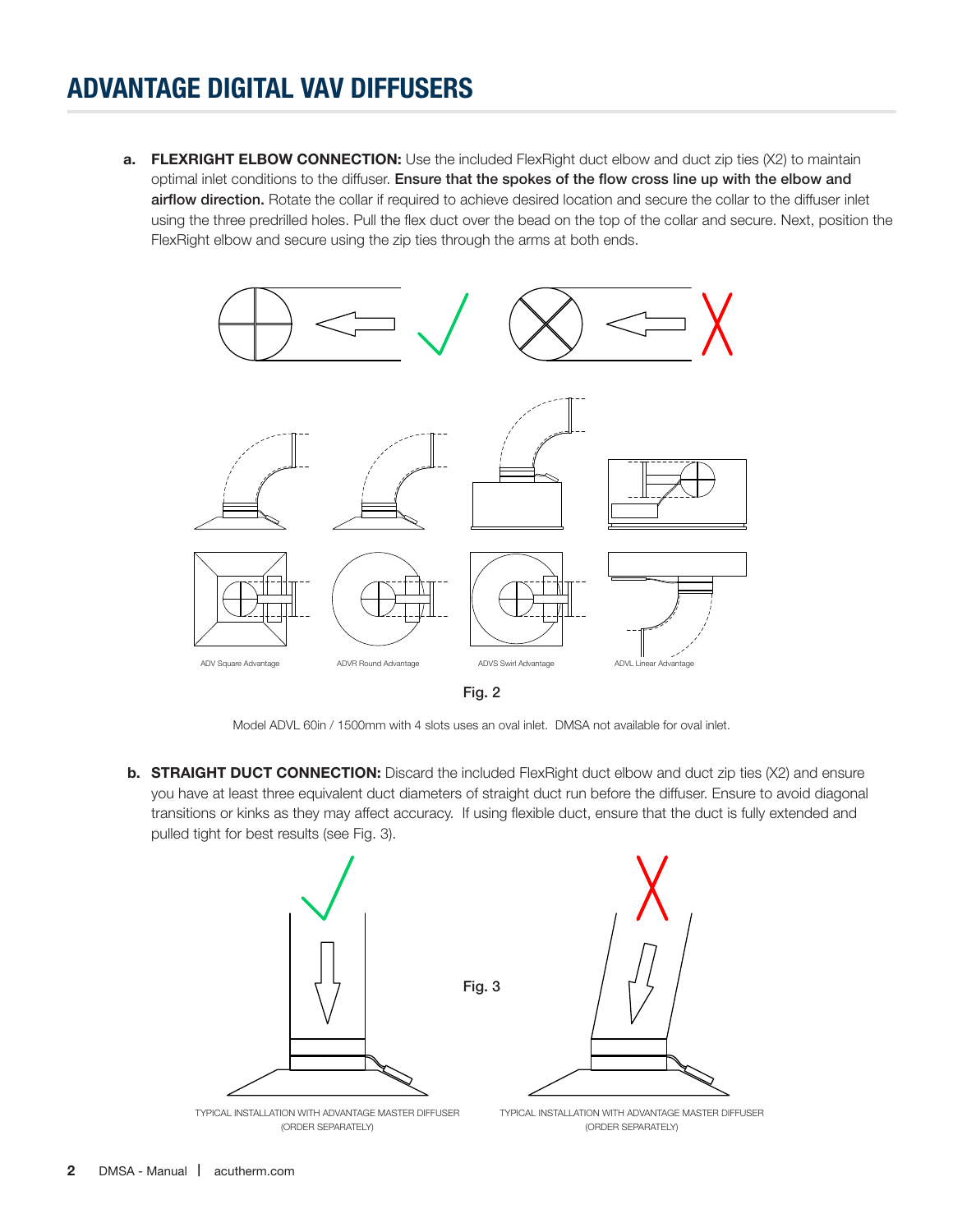## ADVANTAGE DIGITAL VAV DIFFUSERS

a. **FLEXRIGHT ELBOW CONNECTION:** Use the included FlexRight duct elbow and duct zip ties (X2) to maintain optimal inlet conditions to the diffuser. **Ensure that the spokes of the flow cross line up with the elbow and airflow direction.** Rotate the collar if required to achieve desired location and secure the collar to the diffuser inlet using the three predrilled holes. Pull the flex duct over the bead on the top of the collar and secure. Next, position the FlexRight elbow and secure using the zip ties through the arms at both ends.

ADV Square Advantage

ADVR Round Advantage

ADVS Swirl Advantage

ADVL Linear Advantage

Fig. 2

Model ADVL 60in / 1500mm with 4 slots uses an oval inlet. DMSA not available for oval inlet.

b. **STRAIGHT DUCT CONNECTION:** Discard the included FlexRight duct elbow and duct zip ties (X2) and ensure you have at least three equivalent duct diameters of straight duct run before the diffuser. Ensure to avoid diagonal transitions or kinks as they may affect accuracy. If using flexible duct, ensure that the duct is fully extended and pulled tight for best results (see Fig. 3).

Fig. 3

TYPICAL INSTALLATION WITH ADVANTAGE MASTER DIFFUSER (ORDER SEPARATELY)

TYPICAL INSTALLATION WITH ADVANTAGE MASTER DIFFUSER (ORDER SEPARATELY)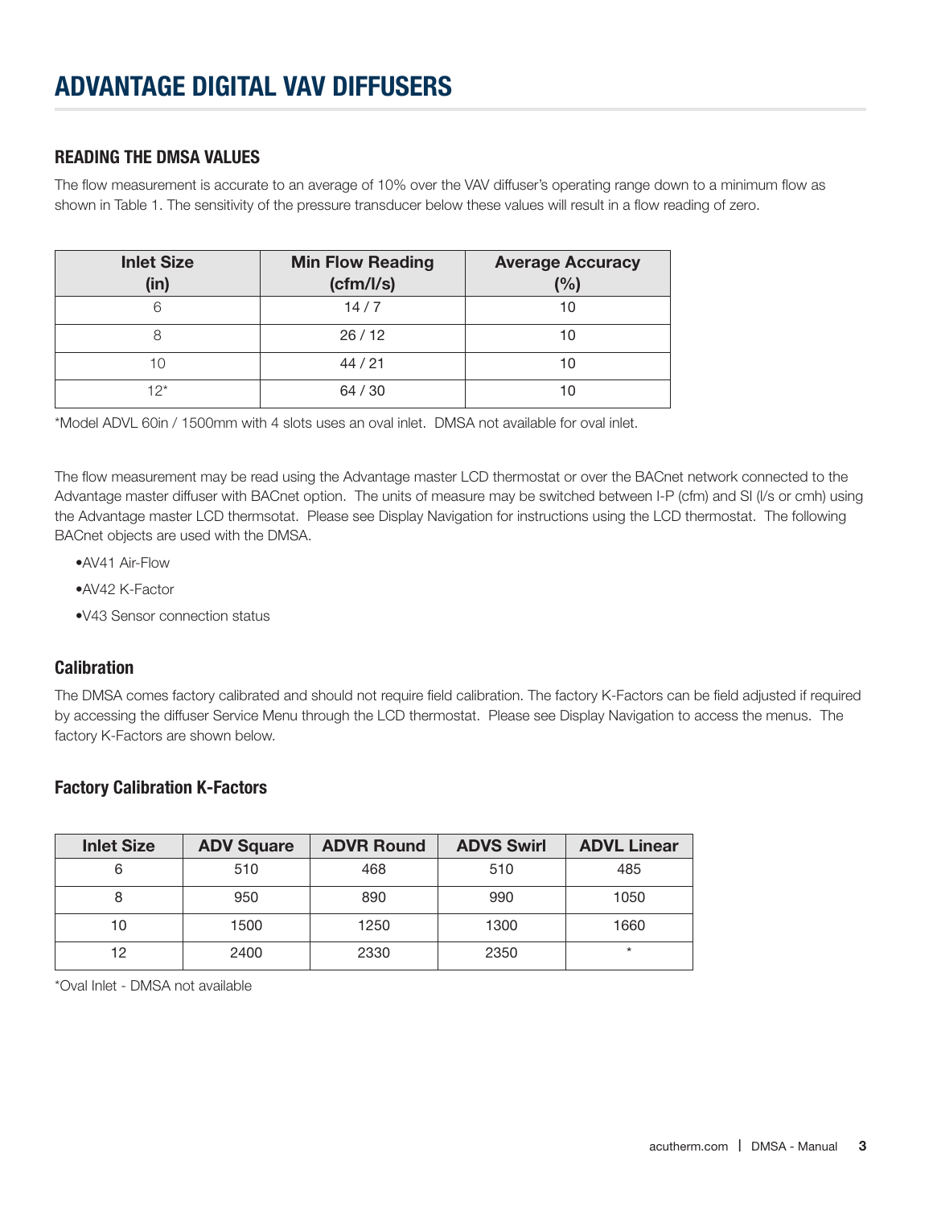# ADVANTAGE DIGITAL VAV DIFFUSERS

## READING THE DMSA VALUES

The flow measurement is accurate to an average of 10% over the VAV diffuser's operating range down to a minimum flow as shown in Table 1. The sensitivity of the pressure transducer below these values will result in a flow reading of zero.

| Inlet Size (in) | Min Flow Reading (cfm/l/s) | Average Accuracy (%) |
|---|---|---|
| 6 | 14 / 7 | 10 |
| 8 | 26 / 12 | 10 |
| 10 | 44 / 21 | 10 |
| 12* | 64 / 30 | 10 |

*Model ADVL 60in / 1500mm with 4 slots uses an oval inlet. DMSA not available for oval inlet.

The flow measurement may be read using the Advantage master LCD thermostat or over the BACnet network connected to the Advantage master diffuser with BACnet option. The units of measure may be switched between I-P (cfm) and SI (l/s or cmh) using the Advantage master LCD thermsotat. Please see Display Navigation for instructions using the LCD thermostat. The following BACnet objects are used with the DMSA.

- AV41 Air-Flow
- AV42 K-Factor
- V43 Sensor connection status

### Calibration

The DMSA comes factory calibrated and should not require field calibration. The factory K-Factors can be field adjusted if required by accessing the diffuser Service Menu through the LCD thermostat. Please see Display Navigation to access the menus. The factory K-Factors are shown below.

### Factory Calibration K-Factors

| Inlet Size | ADV Square | ADVR Round | ADVS Swirl | ADVL Linear |
|---|---|---|---|---|
| 6 | 510 | 468 | 510 | 485 |
| 8 | 950 | 890 | 990 | 1050 |
| 10 | 1500 | 1250 | 1300 | 1660 |
| 12 | 2400 | 2330 | 2350 | * |

*Oval Inlet - DMSA not available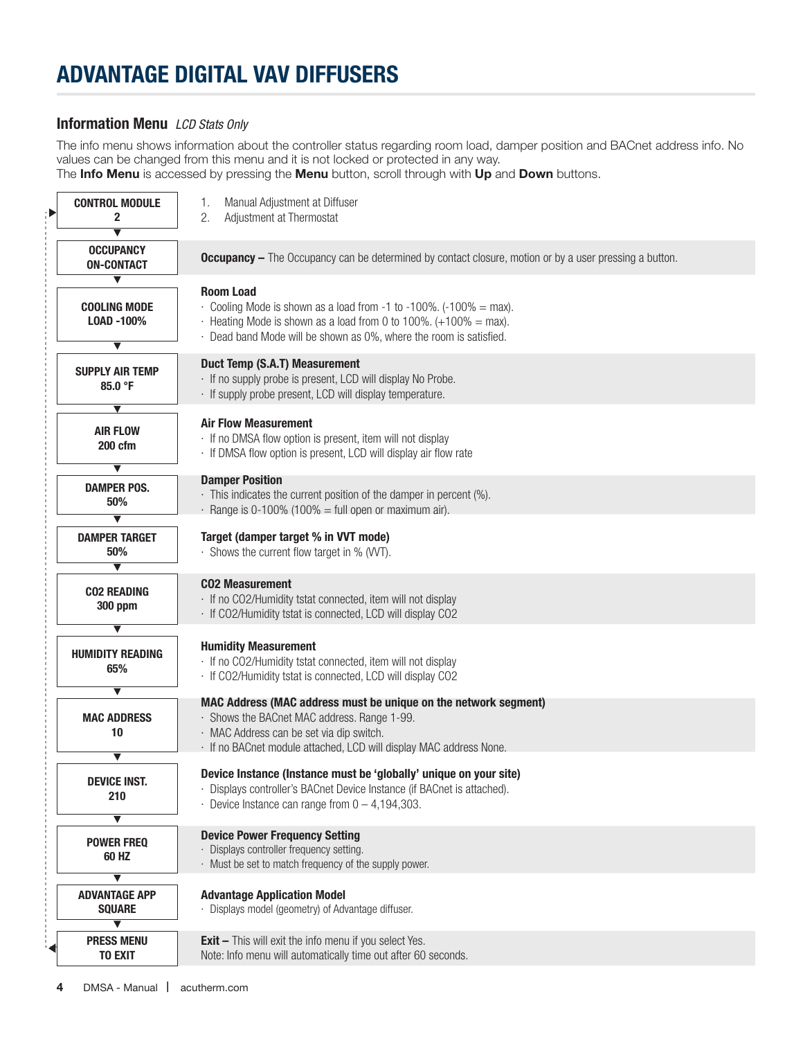# ADVANTAGE DIGITAL VAV DIFFUSERS

## Information Menu *LCD Stats Only*

The info menu shows information about the controller status regarding room load, damper position and BACnet address info. No values can be changed from this menu and it is not locked or protected in any way.
The **Info Menu** is accessed by pressing the **Menu** button, scroll through with **Up** and **Down** buttons.

| Display | Description |
|---|---|
| **CONTROL MODULE 2** | 1. Manual Adjustment at Diffuser<br>2. Adjustment at Thermostat |
| **OCCUPANCY ON-CONTACT** | **Occupancy –** The Occupancy can be determined by contact closure, motion or by a user pressing a button. |
| **COOLING MODE LOAD -100%** | **Room Load**<br>· Cooling Mode is shown as a load from -1 to -100%. (-100% = max).<br>· Heating Mode is shown as a load from 0 to 100%. (+100% = max).<br>· Dead band Mode will be shown as 0%, where the room is satisfied. |
| **SUPPLY AIR TEMP 85.0 °F** | **Duct Temp (S.A.T) Measurement**<br>· If no supply probe is present, LCD will display No Probe.<br>· If supply probe present, LCD will display temperature. |
| **AIR FLOW 200 cfm** | **Air Flow Measurement**<br>· If no DMSA flow option is present, item will not display<br>· If DMSA flow option is present, LCD will display air flow rate |
| **DAMPER POS. 50%** | **Damper Position**<br>· This indicates the current position of the damper in percent (%).<br>· Range is 0-100% (100% = full open or maximum air). |
| **DAMPER TARGET 50%** | **Target (damper target % in VVT mode)**<br>· Shows the current flow target in % (VVT). |
| **CO2 READING 300 ppm** | **CO2 Measurement**<br>· If no CO2/Humidity tstat connected, item will not display<br>· If CO2/Humidity tstat is connected, LCD will display CO2 |
| **HUMIDITY READING 65%** | **Humidity Measurement**<br>· If no CO2/Humidity tstat connected, item will not display<br>· If CO2/Humidity tstat is connected, LCD will display CO2 |
| **MAC ADDRESS 10** | **MAC Address (MAC address must be unique on the network segment)**<br>· Shows the BACnet MAC address. Range 1-99.<br>· MAC Address can be set via dip switch.<br>· If no BACnet module attached, LCD will display MAC address None. |
| **DEVICE INST. 210** | **Device Instance (Instance must be 'globally' unique on your site)**<br>· Displays controller's BACnet Device Instance (if BACnet is attached).<br>· Device Instance can range from 0 – 4,194,303. |
| **POWER FREQ 60 HZ** | **Device Power Frequency Setting**<br>· Displays controller frequency setting.<br>· Must be set to match frequency of the supply power. |
| **ADVANTAGE APP SQUARE** | **Advantage Application Model**<br>· Displays model (geometry) of Advantage diffuser. |
| **PRESS MENU TO EXIT** | **Exit –** This will exit the info menu if you select Yes.<br>Note: Info menu will automatically time out after 60 seconds. |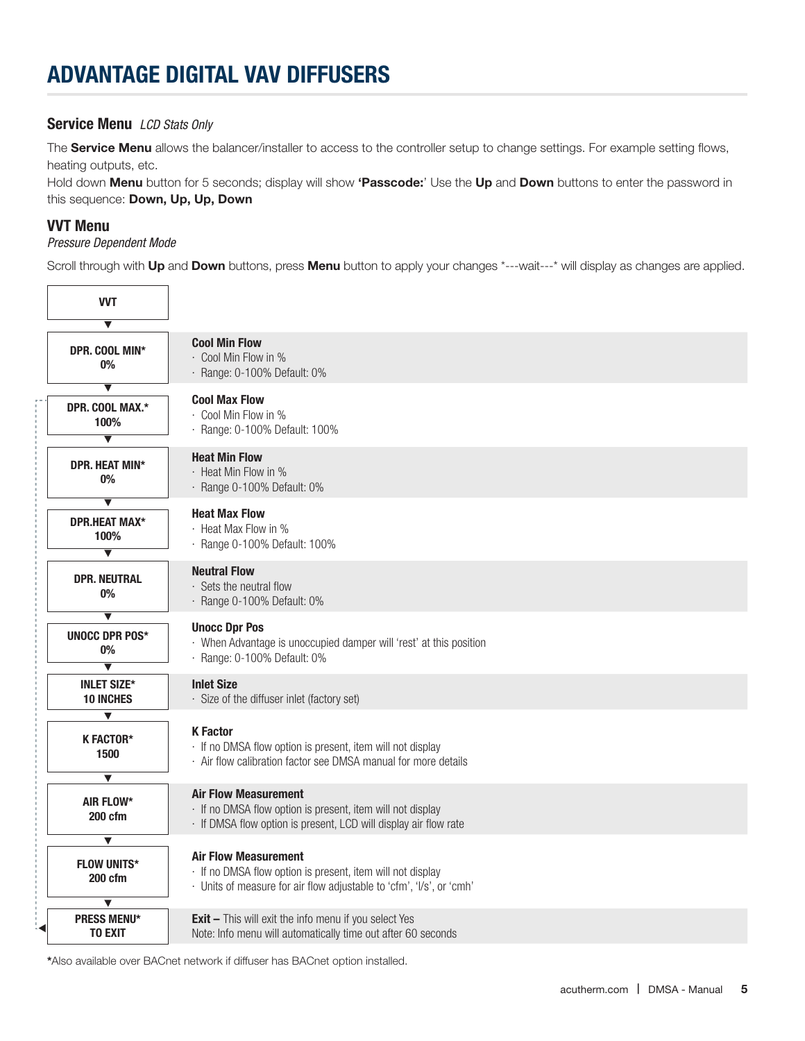# ADVANTAGE DIGITAL VAV DIFFUSERS

## Service Menu *LCD Stats Only*

The **Service Menu** allows the balancer/installer to access to the controller setup to change settings. For example setting flows, heating outputs, etc.

Hold down **Menu** button for 5 seconds; display will show **'Passcode:'** Use the **Up** and **Down** buttons to enter the password in this sequence: **Down, Up, Up, Down**

## VVT Menu

*Pressure Dependent Mode*

Scroll through with **Up** and **Down** buttons, press **Menu** button to apply your changes *---wait---* will display as changes are applied.

| Display | Description |
|---|---|
| **VVT** | |
| **DPR. COOL MIN\* 0%** | **Cool Min Flow**<br>· Cool Min Flow in %<br>· Range: 0-100% Default: 0% |
| **DPR. COOL MAX.\* 100%** | **Cool Max Flow**<br>· Cool Min Flow in %<br>· Range: 0-100% Default: 100% |
| **DPR. HEAT MIN\* 0%** | **Heat Min Flow**<br>· Heat Min Flow in %<br>· Range 0-100% Default: 0% |
| **DPR.HEAT MAX\* 100%** | **Heat Max Flow**<br>· Heat Max Flow in %<br>· Range 0-100% Default: 100% |
| **DPR. NEUTRAL 0%** | **Neutral Flow**<br>· Sets the neutral flow<br>· Range 0-100% Default: 0% |
| **UNOCC DPR POS\* 0%** | **Unocc Dpr Pos**<br>· When Advantage is unoccupied damper will 'rest' at this position<br>· Range: 0-100% Default: 0% |
| **INLET SIZE\* 10 INCHES** | **Inlet Size**<br>· Size of the diffuser inlet (factory set) |
| **K FACTOR\* 1500** | **K Factor**<br>· If no DMSA flow option is present, item will not display<br>· Air flow calibration factor see DMSA manual for more details |
| **AIR FLOW\* 200 cfm** | **Air Flow Measurement**<br>· If no DMSA flow option is present, item will not display<br>· If DMSA flow option is present, LCD will display air flow rate |
| **FLOW UNITS\* 200 cfm** | **Air Flow Measurement**<br>· If no DMSA flow option is present, item will not display<br>· Units of measure for air flow adjustable to 'cfm', 'l/s', or 'cmh' |
| **PRESS MENU\* TO EXIT** | **Exit –** This will exit the info menu if you select Yes<br>Note: Info menu will automatically time out after 60 seconds |

**\***Also available over BACnet network if diffuser has BACnet option installed.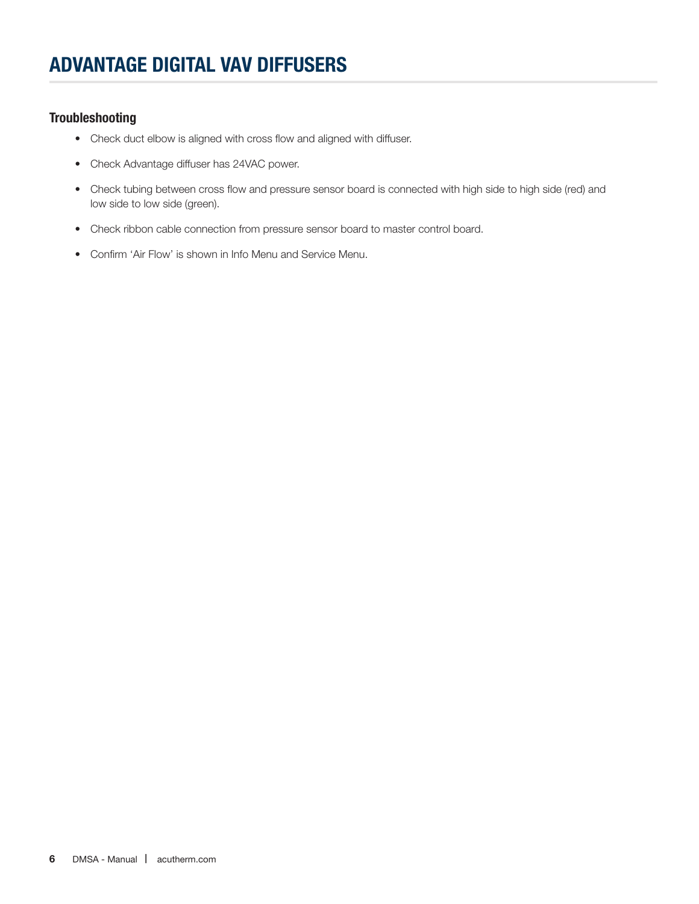# ADVANTAGE DIGITAL VAV DIFFUSERS

## Troubleshooting

- Check duct elbow is aligned with cross flow and aligned with diffuser.
- Check Advantage diffuser has 24VAC power.
- Check tubing between cross flow and pressure sensor board is connected with high side to high side (red) and low side to low side (green).
- Check ribbon cable connection from pressure sensor board to master control board.
- Confirm 'Air Flow' is shown in Info Menu and Service Menu.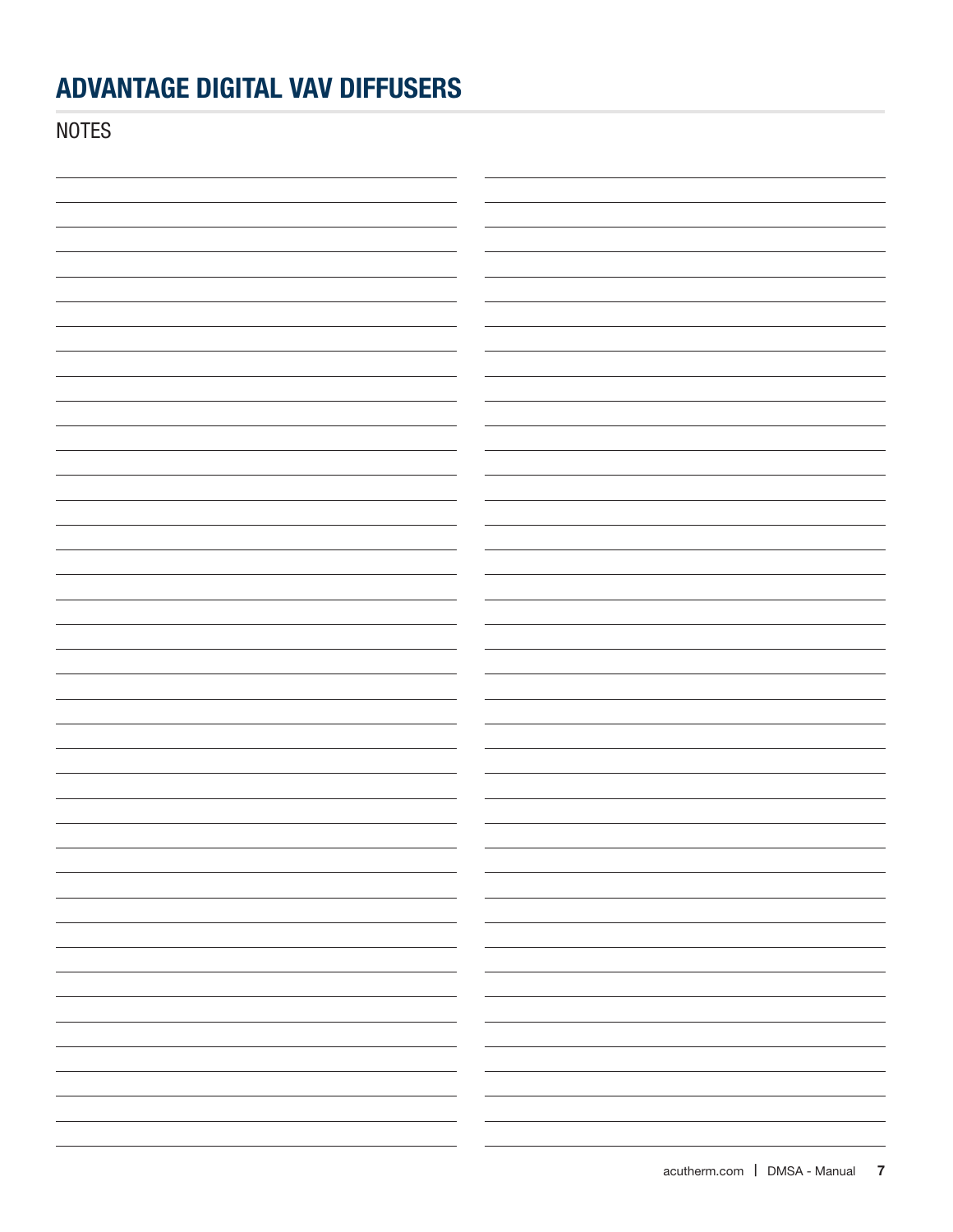# ADVANTAGE DIGITAL VAV DIFFUSERS

NOTES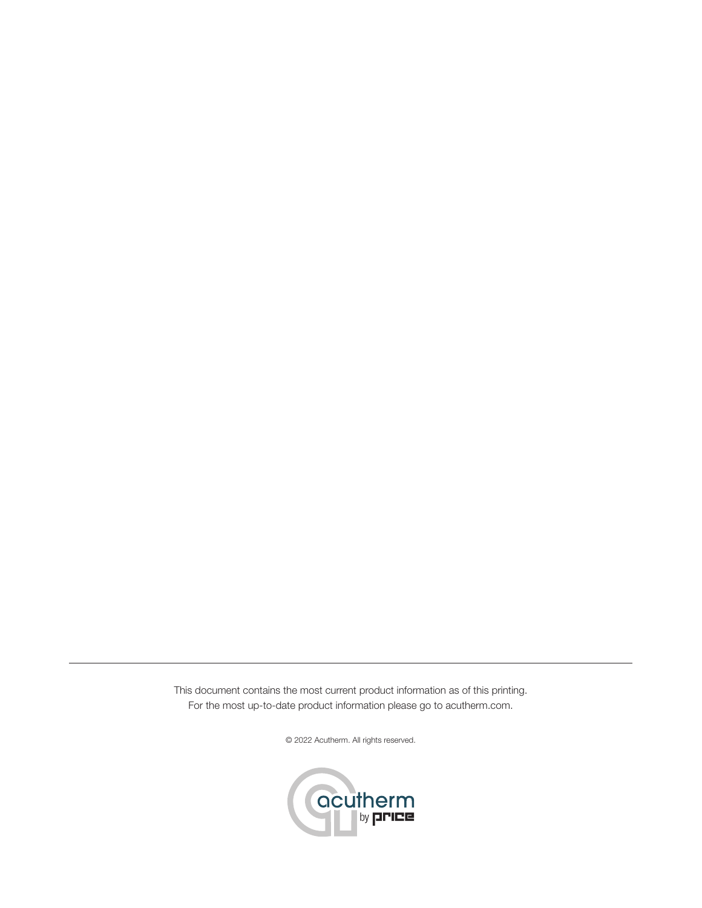This document contains the most current product information as of this printing.
For the most up-to-date product information please go to acutherm.com.

© 2022 Acutherm. All rights reserved.

acutherm
by price